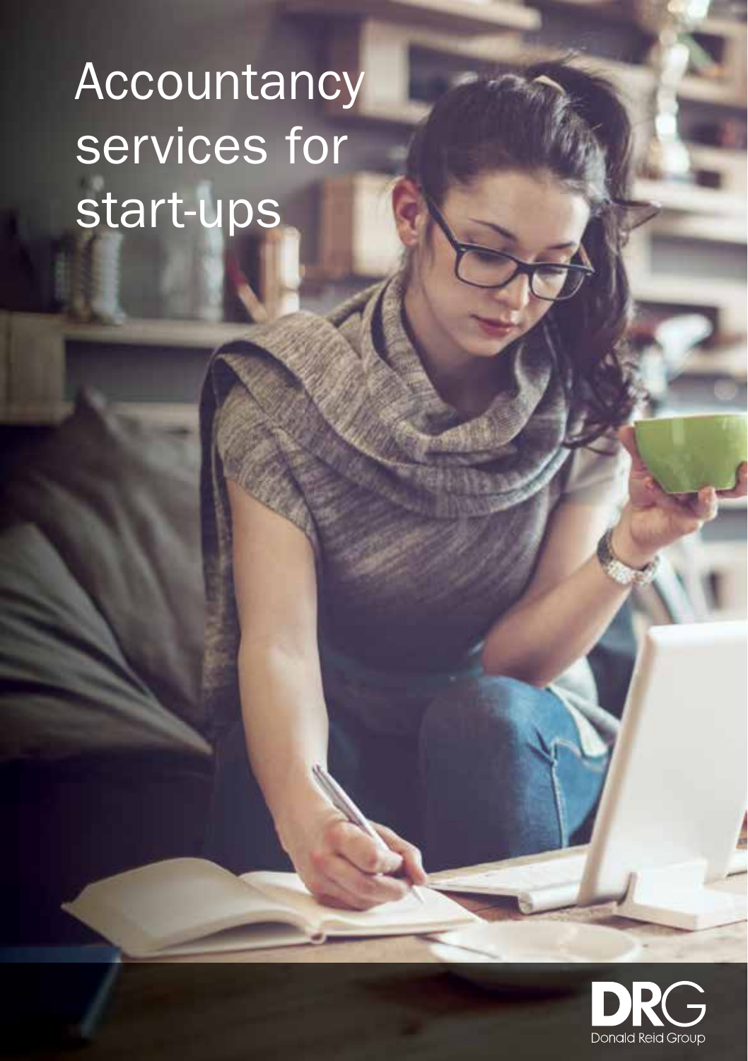# Accountancy services for start-ups

DRG
Donald Reid Group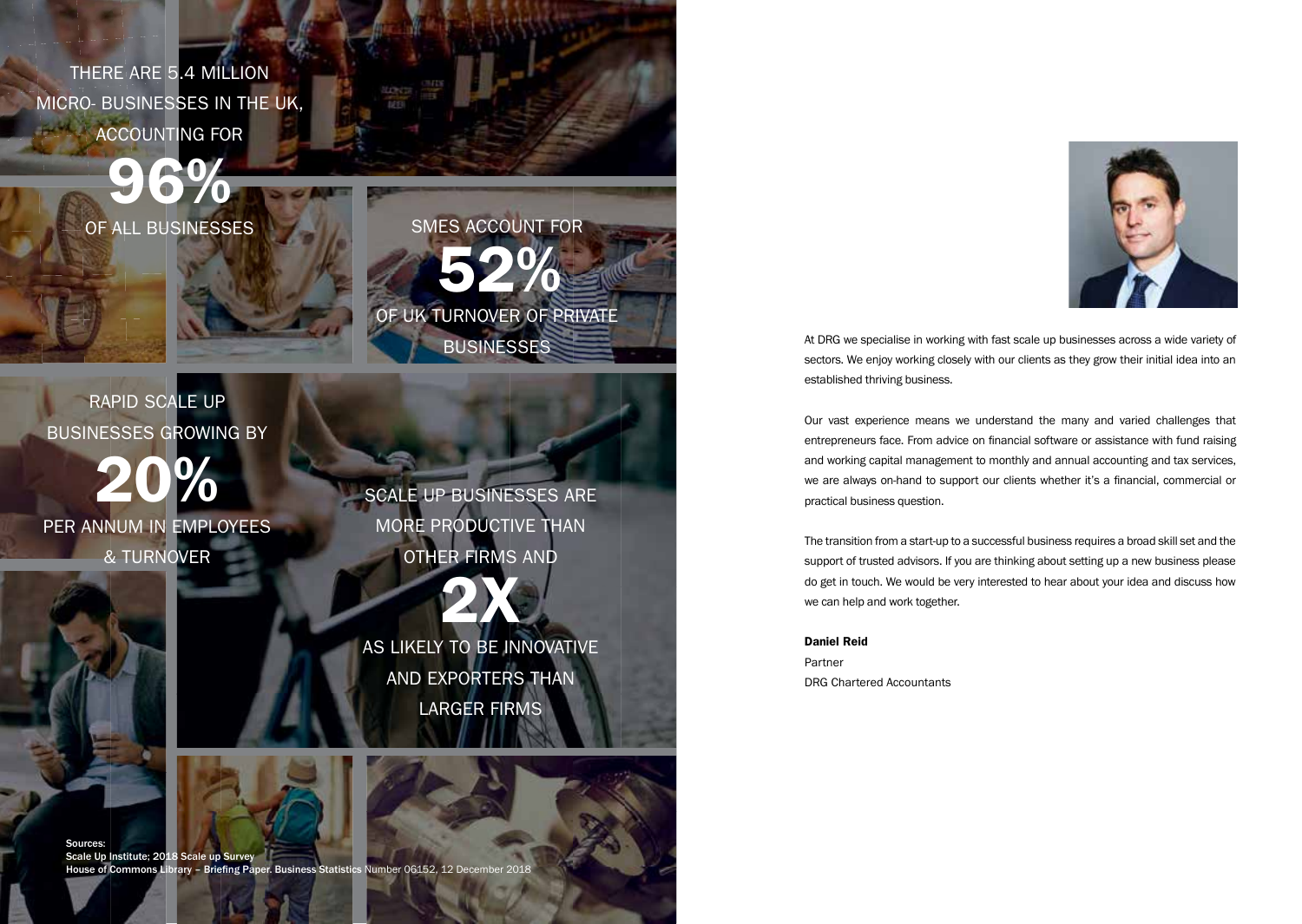THERE ARE 5.4 MILLION MICRO- BUSINESSES IN THE UK, ACCOUNTING FOR

**96%**

OF ALL BUSINESSES

SMES ACCOUNT FOR

**52%**

OF UK TURNOVER OF PRIVATE BUSINESSES

RAPID SCALE UP BUSINESSES GROWING BY

**20%**

PER ANNUM IN EMPLOYEES & TURNOVER

SCALE UP BUSINESSES ARE MORE PRODUCTIVE THAN OTHER FIRMS AND

**2X**

AS LIKELY TO BE INNOVATIVE AND EXPORTERS THAN LARGER FIRMS

Sources:
Scale Up Institute: 2018 Scale up Survey
House of Commons Library – Briefing Paper. Business Statistics Number 06152, 12 December 2018

At DRG we specialise in working with fast scale up businesses across a wide variety of sectors. We enjoy working closely with our clients as they grow their initial idea into an established thriving business.

Our vast experience means we understand the many and varied challenges that entrepreneurs face. From advice on financial software or assistance with fund raising and working capital management to monthly and annual accounting and tax services, we are always on-hand to support our clients whether it's a financial, commercial or practical business question.

The transition from a start-up to a successful business requires a broad skill set and the support of trusted advisors. If you are thinking about setting up a new business please do get in touch. We would be very interested to hear about your idea and discuss how we can help and work together.

**Daniel Reid**
Partner
DRG Chartered Accountants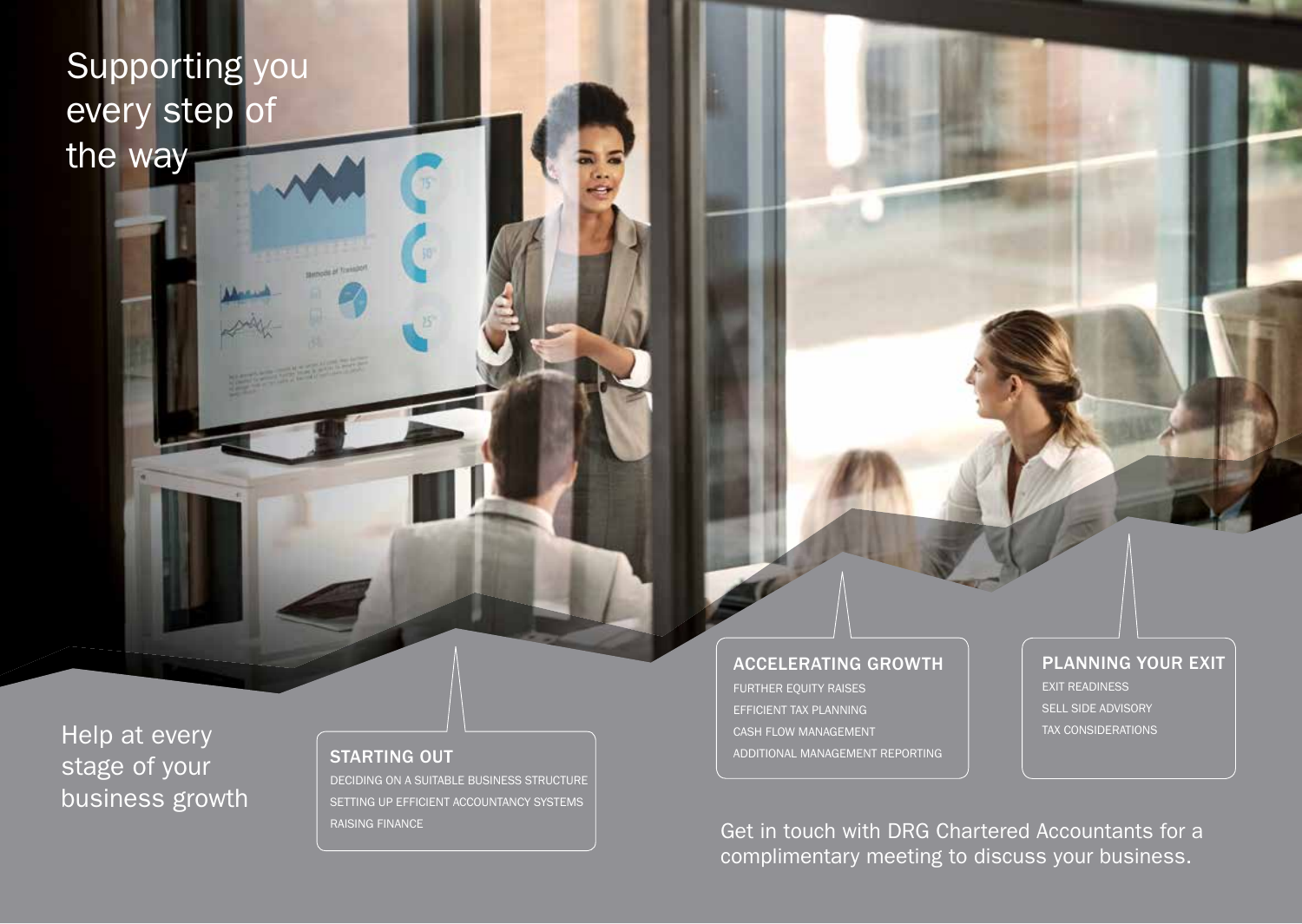# Supporting you every step of the way

## Help at every stage of your business growth

### STARTING OUT

- DECIDING ON A SUITABLE BUSINESS STRUCTURE
- SETTING UP EFFICIENT ACCOUNTANCY SYSTEMS
- RAISING FINANCE

### ACCELERATING GROWTH

- FURTHER EQUITY RAISES
- EFFICIENT TAX PLANNING
- CASH FLOW MANAGEMENT
- ADDITIONAL MANAGEMENT REPORTING

### PLANNING YOUR EXIT

- EXIT READINESS
- SELL SIDE ADVISORY
- TAX CONSIDERATIONS

Get in touch with DRG Chartered Accountants for a complimentary meeting to discuss your business.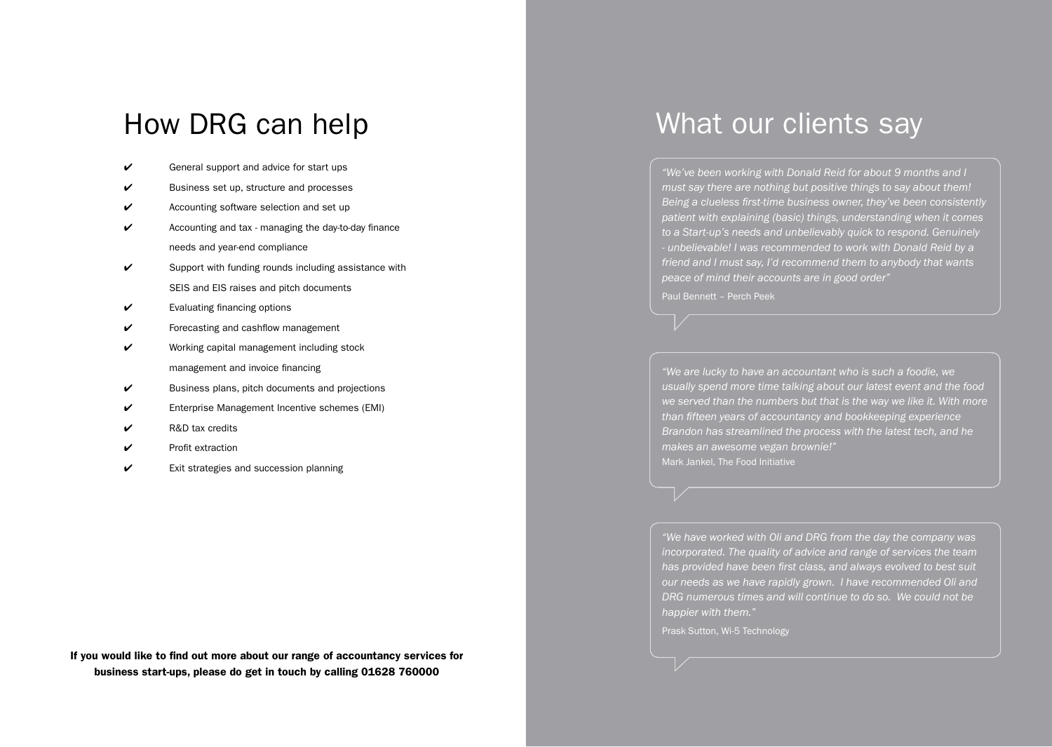# How DRG can help

- ✔ General support and advice for start ups
- ✔ Business set up, structure and processes
- ✔ Accounting software selection and set up
- ✔ Accounting and tax - managing the day-to-day finance needs and year-end compliance
- ✔ Support with funding rounds including assistance with SEIS and EIS raises and pitch documents
- ✔ Evaluating financing options
- ✔ Forecasting and cashflow management
- ✔ Working capital management including stock management and invoice financing
- ✔ Business plans, pitch documents and projections
- ✔ Enterprise Management Incentive schemes (EMI)
- ✔ R&D tax credits
- ✔ Profit extraction
- ✔ Exit strategies and succession planning

**If you would like to find out more about our range of accountancy services for business start-ups, please do get in touch by calling 01628 760000**

# What our clients say

*"We've been working with Donald Reid for about 9 months and I must say there are nothing but positive things to say about them! Being a clueless first-time business owner, they've been consistently patient with explaining (basic) things, understanding when it comes to a Start-up's needs and unbelievably quick to respond. Genuinely - unbelievable! I was recommended to work with Donald Reid by a friend and I must say, I'd recommend them to anybody that wants peace of mind their accounts are in good order"*

Paul Bennett – Perch Peek

*"We are lucky to have an accountant who is such a foodie, we usually spend more time talking about our latest event and the food we served than the numbers but that is the way we like it. With more than fifteen years of accountancy and bookkeeping experience Brandon has streamlined the process with the latest tech, and he makes an awesome vegan brownie!"*

Mark Jankel, The Food Initiative

*"We have worked with Oli and DRG from the day the company was incorporated. The quality of advice and range of services the team has provided have been first class, and always evolved to best suit our needs as we have rapidly grown. I have recommended Oli and DRG numerous times and will continue to do so. We could not be happier with them."*

Prask Sutton, Wi-5 Technology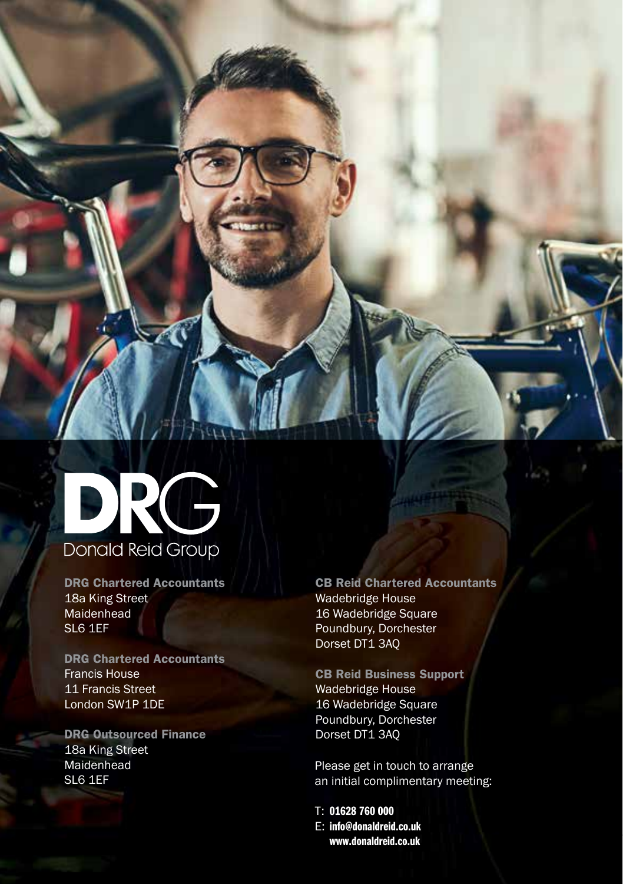# DRG

Donald Reid Group

**DRG Chartered Accountants**
18a King Street
Maidenhead
SL6 1EF

**DRG Chartered Accountants**
Francis House
11 Francis Street
London SW1P 1DE

**DRG Outsourced Finance**
18a King Street
Maidenhead
SL6 1EF

**CB Reid Chartered Accountants**
Wadebridge House
16 Wadebridge Square
Poundbury, Dorchester
Dorset DT1 3AQ

**CB Reid Business Support**
Wadebridge House
16 Wadebridge Square
Poundbury, Dorchester
Dorset DT1 3AQ

Please get in touch to arrange an initial complimentary meeting:

T: **01628 760 000**
E: **info@donaldreid.co.uk**
**www.donaldreid.co.uk**